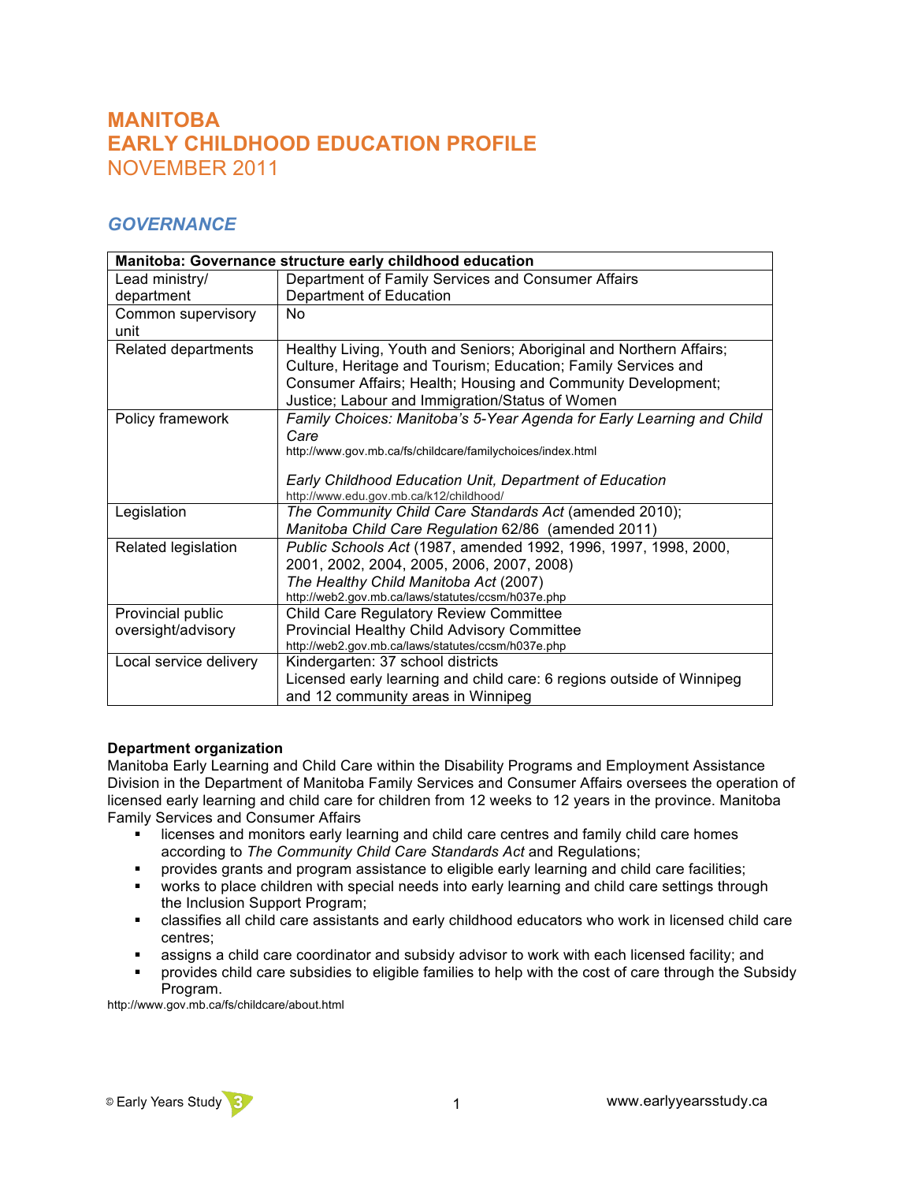# MANITOBA
# EARLY CHILDHOOD EDUCATION PROFILE
NOVEMBER 2011

## *GOVERNANCE*

| **Manitoba: Governance structure early childhood education** | |
|---|---|
| Lead ministry/ department | Department of Family Services and Consumer Affairs<br>Department of Education |
| Common supervisory unit | No |
| Related departments | Healthy Living, Youth and Seniors; Aboriginal and Northern Affairs; Culture, Heritage and Tourism; Education; Family Services and Consumer Affairs; Health; Housing and Community Development; Justice; Labour and Immigration/Status of Women |
| Policy framework | *Family Choices: Manitoba's 5-Year Agenda for Early Learning and Child Care*<br>http://www.gov.mb.ca/fs/childcare/familychoices/index.html<br><br>*Early Childhood Education Unit, Department of Education*<br>http://www.edu.gov.mb.ca/k12/childhood/ |
| Legislation | *The Community Child Care Standards Act* (amended 2010);<br>*Manitoba Child Care Regulation* 62/86 (amended 2011) |
| Related legislation | *Public Schools Act* (1987, amended 1992, 1996, 1997, 1998, 2000, 2001, 2002, 2004, 2005, 2006, 2007, 2008)<br>*The Healthy Child Manitoba Act* (2007)<br>http://web2.gov.mb.ca/laws/statutes/ccsm/h037e.php |
| Provincial public oversight/advisory | Child Care Regulatory Review Committee<br>Provincial Healthy Child Advisory Committee<br>http://web2.gov.mb.ca/laws/statutes/ccsm/h037e.php |
| Local service delivery | Kindergarten: 37 school districts<br>Licensed early learning and child care: 6 regions outside of Winnipeg and 12 community areas in Winnipeg |

**Department organization**

Manitoba Early Learning and Child Care within the Disability Programs and Employment Assistance Division in the Department of Manitoba Family Services and Consumer Affairs oversees the operation of licensed early learning and child care for children from 12 weeks to 12 years in the province. Manitoba Family Services and Consumer Affairs

- licenses and monitors early learning and child care centres and family child care homes according to *The Community Child Care Standards Act* and Regulations;
- provides grants and program assistance to eligible early learning and child care facilities;
- works to place children with special needs into early learning and child care settings through the Inclusion Support Program;
- classifies all child care assistants and early childhood educators who work in licensed child care centres;
- assigns a child care coordinator and subsidy advisor to work with each licensed facility; and
- provides child care subsidies to eligible families to help with the cost of care through the Subsidy Program.

http://www.gov.mb.ca/fs/childcare/about.html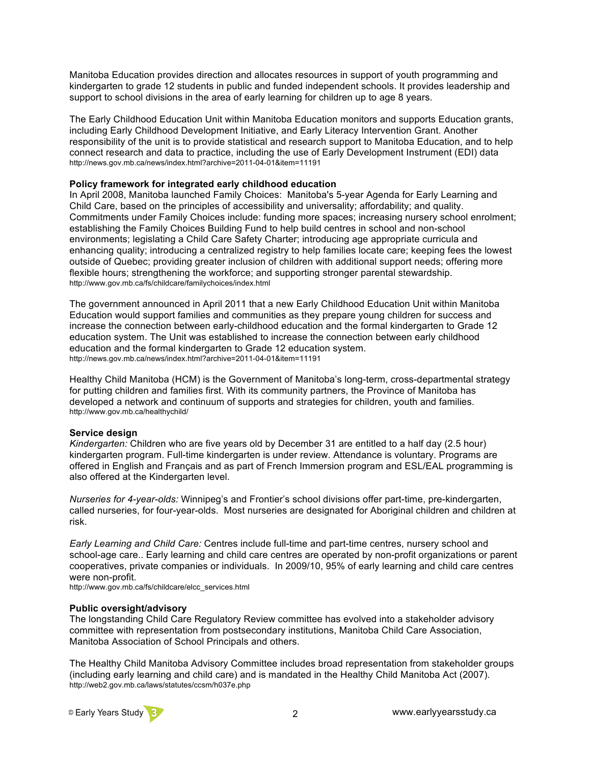Manitoba Education provides direction and allocates resources in support of youth programming and kindergarten to grade 12 students in public and funded independent schools. It provides leadership and support to school divisions in the area of early learning for children up to age 8 years.

The Early Childhood Education Unit within Manitoba Education monitors and supports Education grants, including Early Childhood Development Initiative, and Early Literacy Intervention Grant. Another responsibility of the unit is to provide statistical and research support to Manitoba Education, and to help connect research and data to practice, including the use of Early Development Instrument (EDI) data
http://news.gov.mb.ca/news/index.html?archive=2011-04-01&item=11191

**Policy framework for integrated early childhood education**

In April 2008, Manitoba launched Family Choices: Manitoba's 5-year Agenda for Early Learning and Child Care, based on the principles of accessibility and universality; affordability; and quality. Commitments under Family Choices include: funding more spaces; increasing nursery school enrolment; establishing the Family Choices Building Fund to help build centres in school and non-school environments; legislating a Child Care Safety Charter; introducing age appropriate curricula and enhancing quality; introducing a centralized registry to help families locate care; keeping fees the lowest outside of Quebec; providing greater inclusion of children with additional support needs; offering more flexible hours; strengthening the workforce; and supporting stronger parental stewardship.
http://www.gov.mb.ca/fs/childcare/familychoices/index.html

The government announced in April 2011 that a new Early Childhood Education Unit within Manitoba Education would support families and communities as they prepare young children for success and increase the connection between early-childhood education and the formal kindergarten to Grade 12 education system. The Unit was established to increase the connection between early childhood education and the formal kindergarten to Grade 12 education system.
http://news.gov.mb.ca/news/index.html?archive=2011-04-01&item=11191

Healthy Child Manitoba (HCM) is the Government of Manitoba's long-term, cross-departmental strategy for putting children and families first. With its community partners, the Province of Manitoba has developed a network and continuum of supports and strategies for children, youth and families.
http://www.gov.mb.ca/healthychild/

**Service design**

*Kindergarten:* Children who are five years old by December 31 are entitled to a half day (2.5 hour) kindergarten program. Full-time kindergarten is under review. Attendance is voluntary. Programs are offered in English and Français and as part of French Immersion program and ESL/EAL programming is also offered at the Kindergarten level.

*Nurseries for 4-year-olds:* Winnipeg's and Frontier's school divisions offer part-time, pre-kindergarten, called nurseries, for four-year-olds. Most nurseries are designated for Aboriginal children and children at risk.

*Early Learning and Child Care:* Centres include full-time and part-time centres, nursery school and school-age care.. Early learning and child care centres are operated by non-profit organizations or parent cooperatives, private companies or individuals. In 2009/10, 95% of early learning and child care centres were non-profit.
http://www.gov.mb.ca/fs/childcare/elcc_services.html

**Public oversight/advisory**

The longstanding Child Care Regulatory Review committee has evolved into a stakeholder advisory committee with representation from postsecondary institutions, Manitoba Child Care Association, Manitoba Association of School Principals and others.

The Healthy Child Manitoba Advisory Committee includes broad representation from stakeholder groups (including early learning and child care) and is mandated in the Healthy Child Manitoba Act (2007).
http://web2.gov.mb.ca/laws/statutes/ccsm/h037e.php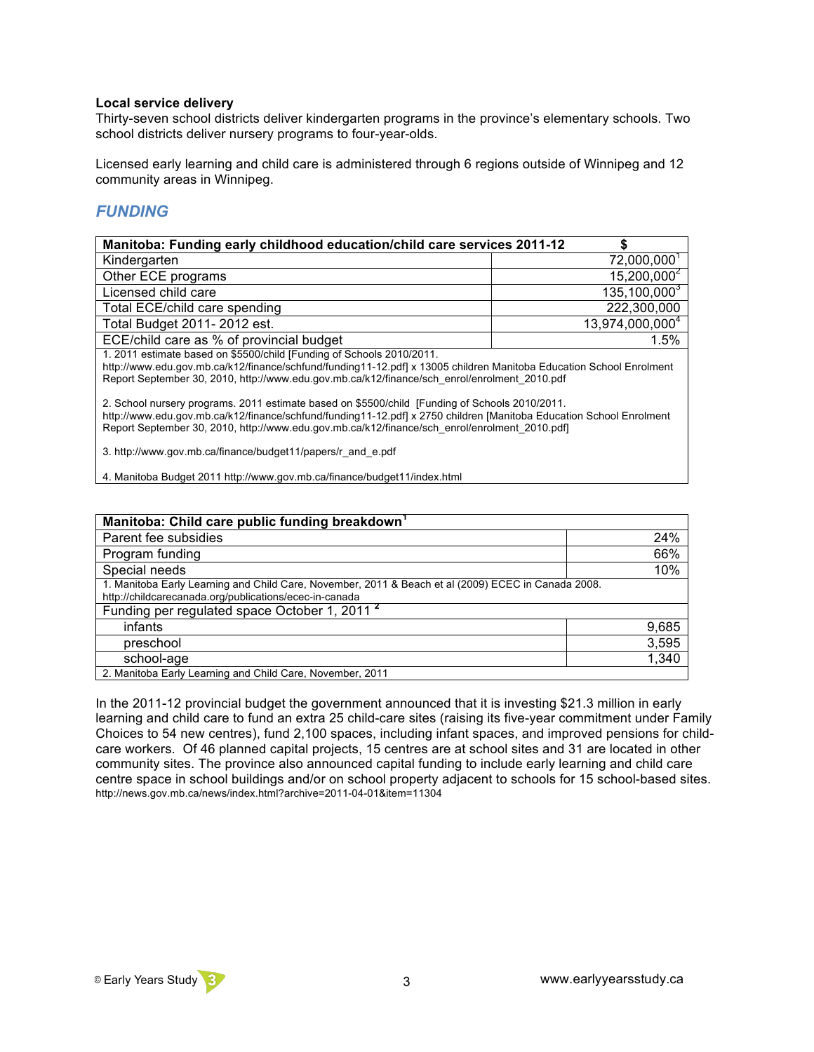**Local service delivery**

Thirty-seven school districts deliver kindergarten programs in the province's elementary schools. Two school districts deliver nursery programs to four-year-olds.

Licensed early learning and child care is administered through 6 regions outside of Winnipeg and 12 community areas in Winnipeg.

## *FUNDING*

| Manitoba: Funding early childhood education/child care services 2011-12 | $ |
|---|---|
| Kindergarten | 72,000,000[1] |
| Other ECE programs | 15,200,000[2] |
| Licensed child care | 135,100,000[3] |
| Total ECE/child care spending | 222,300,000 |
| Total Budget 2011- 2012 est. | 13,974,000,000[4] |
| ECE/child care as % of provincial budget | 1.5% |

1. 2011 estimate based on $5500/child [Funding of Schools 2010/2011. http://www.edu.gov.mb.ca/k12/finance/schfund/funding11-12.pdf] x 13005 children Manitoba Education School Enrolment Report September 30, 2010, http://www.edu.gov.mb.ca/k12/finance/sch_enrol/enrolment_2010.pdf

2. School nursery programs. 2011 estimate based on $5500/child [Funding of Schools 2010/2011. http://www.edu.gov.mb.ca/k12/finance/schfund/funding11-12.pdf] x 2750 children [Manitoba Education School Enrolment Report September 30, 2010, http://www.edu.gov.mb.ca/k12/finance/sch_enrol/enrolment_2010.pdf]

3. http://www.gov.mb.ca/finance/budget11/papers/r_and_e.pdf

4. Manitoba Budget 2011 http://www.gov.mb.ca/finance/budget11/index.html

| Manitoba: Child care public funding breakdown[1] | |
|---|---|
| Parent fee subsidies | 24% |
| Program funding | 66% |
| Special needs | 10% |
| Funding per regulated space October 1, 2011[2] | |
| infants | 9,685 |
| preschool | 3,595 |
| school-age | 1,340 |

1. Manitoba Early Learning and Child Care, November, 2011 & Beach et al (2009) ECEC in Canada 2008. http://childcarecanada.org/publications/ecec-in-canada

2. Manitoba Early Learning and Child Care, November, 2011

In the 2011-12 provincial budget the government announced that it is investing $21.3 million in early learning and child care to fund an extra 25 child-care sites (raising its five-year commitment under Family Choices to 54 new centres), fund 2,100 spaces, including infant spaces, and improved pensions for child-care workers. Of 46 planned capital projects, 15 centres are at school sites and 31 are located in other community sites. The province also announced capital funding to include early learning and child care centre space in school buildings and/or on school property adjacent to schools for 15 school-based sites. http://news.gov.mb.ca/news/index.html?archive=2011-04-01&item=11304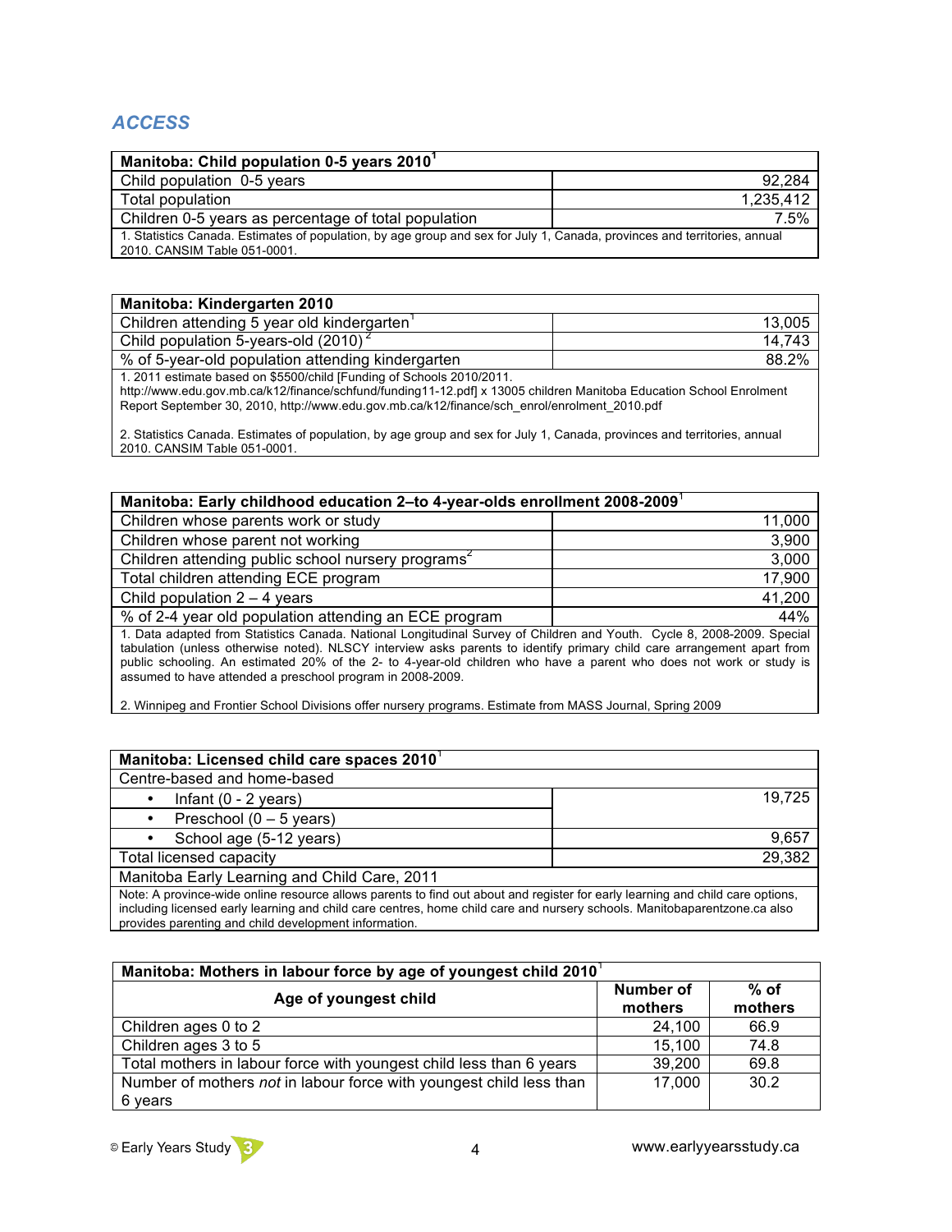## *ACCESS*

| Manitoba: Child population 0-5 years 2010[1] | |
|---|---|
| Child population 0-5 years | 92,284 |
| Total population | 1,235,412 |
| Children 0-5 years as percentage of total population | 7.5% |
| 1. Statistics Canada. Estimates of population, by age group and sex for July 1, Canada, provinces and territories, annual 2010. CANSIM Table 051-0001. | |

| Manitoba: Kindergarten 2010 | |
|---|---|
| Children attending 5 year old kindergarten[1] | 13,005 |
| Child population 5-years-old (2010)[2] | 14,743 |
| % of 5-year-old population attending kindergarten | 88.2% |
| 1. 2011 estimate based on $5500/child [Funding of Schools 2010/2011. http://www.edu.gov.mb.ca/k12/finance/schfund/funding11-12.pdf] x 13005 children Manitoba Education School Enrolment Report September 30, 2010, http://www.edu.gov.mb.ca/k12/finance/sch_enrol/enrolment_2010.pdf<br><br>2. Statistics Canada. Estimates of population, by age group and sex for July 1, Canada, provinces and territories, annual 2010. CANSIM Table 051-0001. | |

| Manitoba: Early childhood education 2–to 4-year-olds enrollment 2008-2009[1] | |
|---|---|
| Children whose parents work or study | 11,000 |
| Children whose parent not working | 3,900 |
| Children attending public school nursery programs[2] | 3,000 |
| Total children attending ECE program | 17,900 |
| Child population 2 – 4 years | 41,200 |
| % of 2-4 year old population attending an ECE program | 44% |
| 1. Data adapted from Statistics Canada. National Longitudinal Survey of Children and Youth. Cycle 8, 2008-2009. Special tabulation (unless otherwise noted). NLSCY interview asks parents to identify primary child care arrangement apart from public schooling. An estimated 20% of the 2- to 4-year-old children who have a parent who does not work or study is assumed to have attended a preschool program in 2008-2009.<br><br>2. Winnipeg and Frontier School Divisions offer nursery programs. Estimate from MASS Journal, Spring 2009 | |

| Manitoba: Licensed child care spaces 2010[1] | |
|---|---|
| Centre-based and home-based | |
| • Infant (0 - 2 years) | 19,725 |
| • Preschool (0 – 5 years) | |
| • School age (5-12 years) | 9,657 |
| Total licensed capacity | 29,382 |
| Manitoba Early Learning and Child Care, 2011 | |
| Note: A province-wide online resource allows parents to find out about and register for early learning and child care options, including licensed early learning and child care centres, home child care and nursery schools. Manitobaparentzone.ca also provides parenting and child development information. | |

| Manitoba: Mothers in labour force by age of youngest child 2010[1] | | |
|---|---|---|
| Age of youngest child | Number of mothers | % of mothers |
| Children ages 0 to 2 | 24,100 | 66.9 |
| Children ages 3 to 5 | 15,100 | 74.8 |
| Total mothers in labour force with youngest child less than 6 years | 39,200 | 69.8 |
| Number of mothers *not* in labour force with youngest child less than 6 years | 17,000 | 30.2 |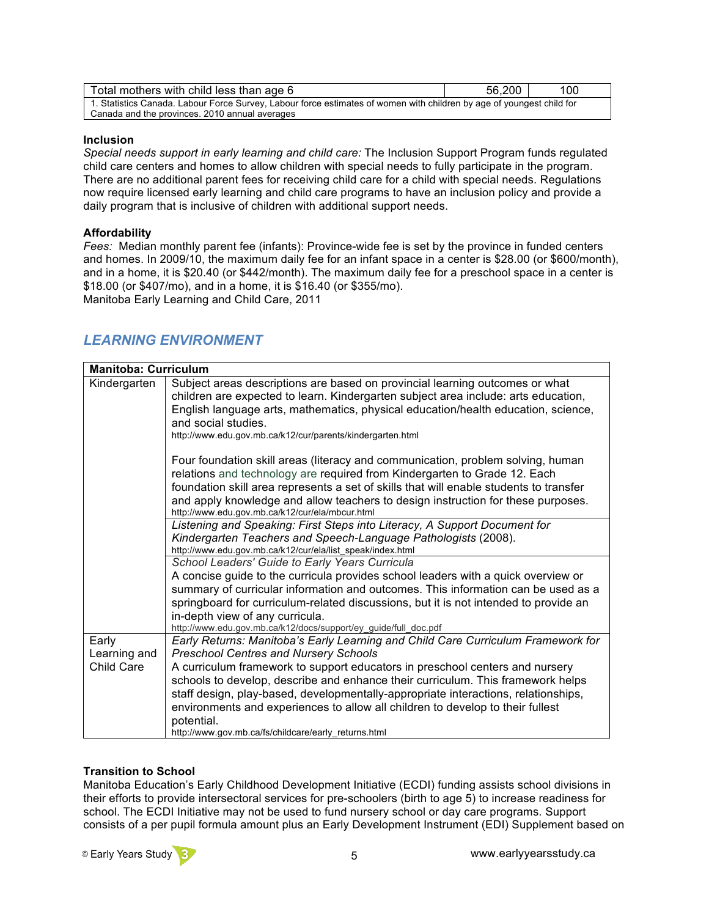| Total mothers with child less than age 6 | 56,200 | 100 |
|---|---|---|
| 1. Statistics Canada. Labour Force Survey, Labour force estimates of women with children by age of youngest child for Canada and the provinces. 2010 annual averages | | |

**Inclusion**

*Special needs support in early learning and child care:* The Inclusion Support Program funds regulated child care centers and homes to allow children with special needs to fully participate in the program. There are no additional parent fees for receiving child care for a child with special needs. Regulations now require licensed early learning and child care programs to have an inclusion policy and provide a daily program that is inclusive of children with additional support needs.

**Affordability**

*Fees:* Median monthly parent fee (infants): Province-wide fee is set by the province in funded centers and homes. In 2009/10, the maximum daily fee for an infant space in a center is $28.00 (or $600/month), and in a home, it is $20.40 (or $442/month). The maximum daily fee for a preschool space in a center is $18.00 (or $407/mo), and in a home, it is $16.40 (or $355/mo).
Manitoba Early Learning and Child Care, 2011

## *LEARNING ENVIRONMENT*

| **Manitoba: Curriculum** | |
|---|---|
| Kindergarten | Subject areas descriptions are based on provincial learning outcomes or what children are expected to learn. Kindergarten subject area include: arts education, English language arts, mathematics, physical education/health education, science, and social studies. http://www.edu.gov.mb.ca/k12/cur/parents/kindergarten.html <br><br> Four foundation skill areas (literacy and communication, problem solving, human relations and technology are required from Kindergarten to Grade 12. Each foundation skill area represents a set of skills that will enable students to transfer and apply knowledge and allow teachers to design instruction for these purposes. http://www.edu.gov.mb.ca/k12/cur/ela/mbcur.html |
| | *Listening and Speaking: First Steps into Literacy, A Support Document for Kindergarten Teachers and Speech-Language Pathologists* (2008). http://www.edu.gov.mb.ca/k12/cur/ela/list_speak/index.html |
| | *School Leaders' Guide to Early Years Curricula* <br> A concise guide to the curricula provides school leaders with a quick overview or summary of curricular information and outcomes. This information can be used as a springboard for curriculum-related discussions, but it is not intended to provide an in-depth view of any curricula. http://www.edu.gov.mb.ca/k12/docs/support/ey_guide/full_doc.pdf |
| Early Learning and Child Care | *Early Returns: Manitoba's Early Learning and Child Care Curriculum Framework for Preschool Centres and Nursery Schools* <br> A curriculum framework to support educators in preschool centers and nursery schools to develop, describe and enhance their curriculum. This framework helps staff design, play-based, developmentally-appropriate interactions, relationships, environments and experiences to allow all children to develop to their fullest potential. http://www.gov.mb.ca/fs/childcare/early_returns.html |

**Transition to School**

Manitoba Education's Early Childhood Development Initiative (ECDI) funding assists school divisions in their efforts to provide intersectoral services for pre-schoolers (birth to age 5) to increase readiness for school. The ECDI Initiative may not be used to fund nursery school or day care programs. Support consists of a per pupil formula amount plus an Early Development Instrument (EDI) Supplement based on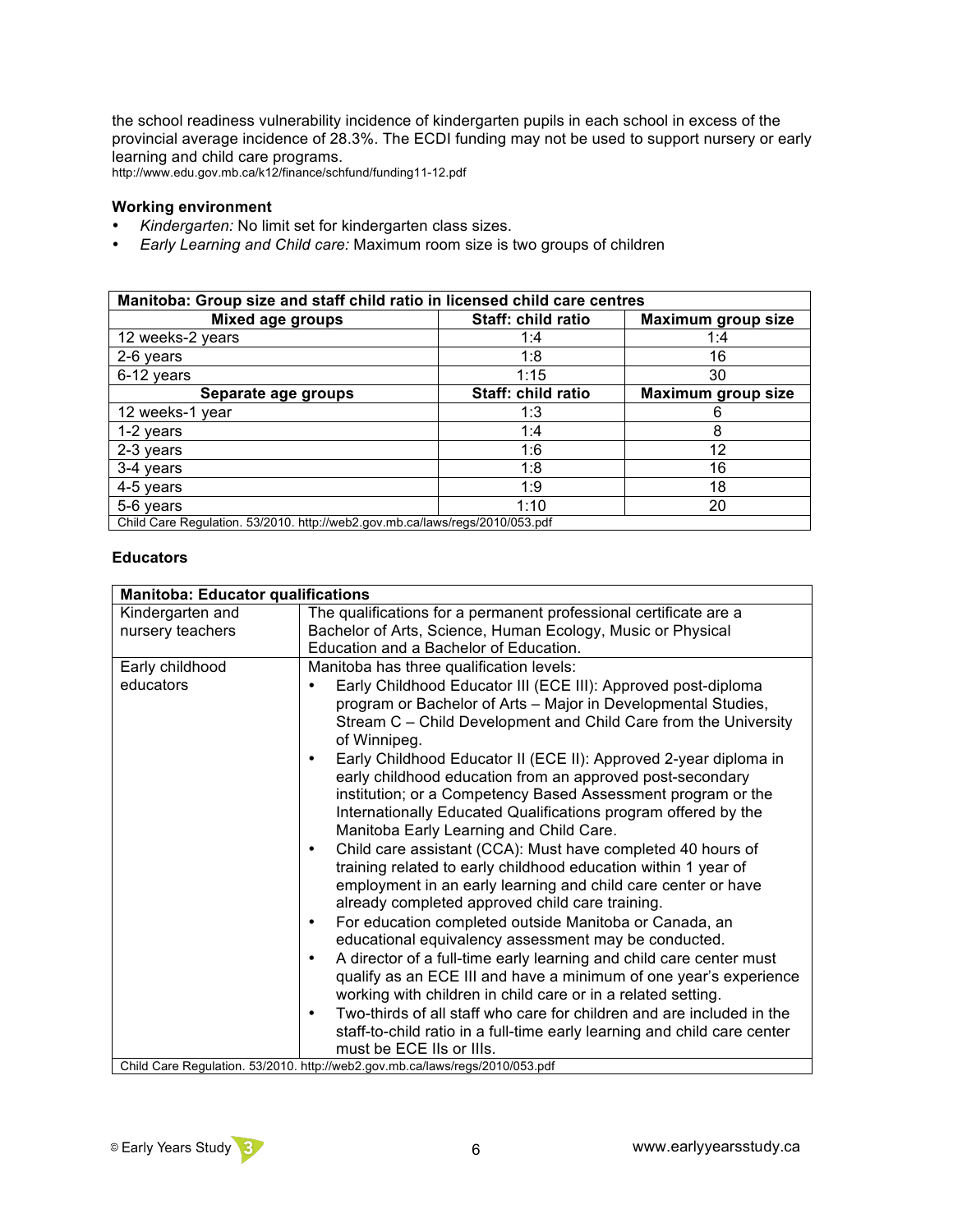the school readiness vulnerability incidence of kindergarten pupils in each school in excess of the provincial average incidence of 28.3%. The ECDI funding may not be used to support nursery or early learning and child care programs.
http://www.edu.gov.mb.ca/k12/finance/schfund/funding11-12.pdf

**Working environment**

- *Kindergarten:* No limit set for kindergarten class sizes.
- *Early Learning and Child care:* Maximum room size is two groups of children

| Manitoba: Group size and staff child ratio in licensed child care centres | | |
|---|---|---|
| **Mixed age groups** | **Staff: child ratio** | **Maximum group size** |
| 12 weeks-2 years | 1:4 | 1:4 |
| 2-6 years | 1:8 | 16 |
| 6-12 years | 1:15 | 30 |
| **Separate age groups** | **Staff: child ratio** | **Maximum group size** |
| 12 weeks-1 year | 1:3 | 6 |
| 1-2 years | 1:4 | 8 |
| 2-3 years | 1:6 | 12 |
| 3-4 years | 1:8 | 16 |
| 4-5 years | 1:9 | 18 |
| 5-6 years | 1:10 | 20 |
| Child Care Regulation. 53/2010. http://web2.gov.mb.ca/laws/regs/2010/053.pdf | | |

**Educators**

| Manitoba: Educator qualifications | |
|---|---|
| Kindergarten and nursery teachers | The qualifications for a permanent professional certificate are a Bachelor of Arts, Science, Human Ecology, Music or Physical Education and a Bachelor of Education. |
| Early childhood educators | Manitoba has three qualification levels:<br>• Early Childhood Educator III (ECE III): Approved post-diploma program or Bachelor of Arts – Major in Developmental Studies, Stream C – Child Development and Child Care from the University of Winnipeg.<br>• Early Childhood Educator II (ECE II): Approved 2-year diploma in early childhood education from an approved post-secondary institution; or a Competency Based Assessment program or the Internationally Educated Qualifications program offered by the Manitoba Early Learning and Child Care.<br>• Child care assistant (CCA): Must have completed 40 hours of training related to early childhood education within 1 year of employment in an early learning and child care center or have already completed approved child care training.<br>• For education completed outside Manitoba or Canada, an educational equivalency assessment may be conducted.<br>• A director of a full-time early learning and child care center must qualify as an ECE III and have a minimum of one year's experience working with children in child care or in a related setting.<br>• Two-thirds of all staff who care for children and are included in the staff-to-child ratio in a full-time early learning and child care center must be ECE IIs or IIIs. |
| Child Care Regulation. 53/2010. http://web2.gov.mb.ca/laws/regs/2010/053.pdf | |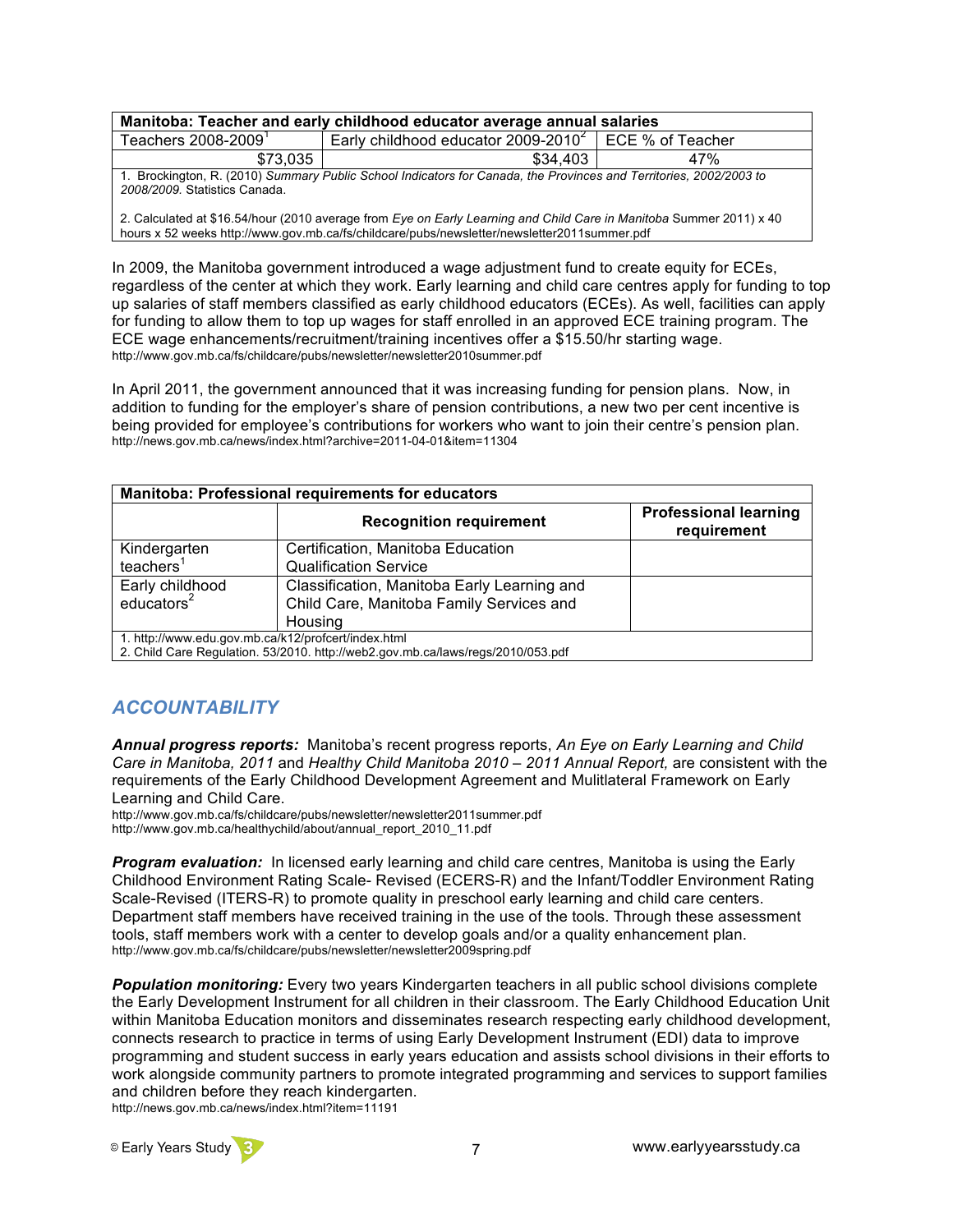| Manitoba: Teacher and early childhood educator average annual salaries | | |
|---|---|---|
| Teachers 2008-2009[1] | Early childhood educator 2009-2010[2] | ECE % of Teacher |
| $73,035 | $34,403 | 47% |
| 1. Brockington, R. (2010) *Summary Public School Indicators for Canada, the Provinces and Territories, 2002/2003 to 2008/2009.* Statistics Canada. 2. Calculated at $16.54/hour (2010 average from *Eye on Early Learning and Child Care in Manitoba* Summer 2011) x 40 hours x 52 weeks http://www.gov.mb.ca/fs/childcare/pubs/newsletter/newsletter2011summer.pdf | | |

In 2009, the Manitoba government introduced a wage adjustment fund to create equity for ECEs, regardless of the center at which they work. Early learning and child care centres apply for funding to top up salaries of staff members classified as early childhood educators (ECEs). As well, facilities can apply for funding to allow them to top up wages for staff enrolled in an approved ECE training program. The ECE wage enhancements/recruitment/training incentives offer a $15.50/hr starting wage.
http://www.gov.mb.ca/fs/childcare/pubs/newsletter/newsletter2010summer.pdf

In April 2011, the government announced that it was increasing funding for pension plans. Now, in addition to funding for the employer's share of pension contributions, a new two per cent incentive is being provided for employee's contributions for workers who want to join their centre's pension plan.
http://news.gov.mb.ca/news/index.html?archive=2011-04-01&item=11304

| Manitoba: Professional requirements for educators | | |
|---|---|---|
| | **Recognition requirement** | **Professional learning requirement** |
| Kindergarten teachers[1] | Certification, Manitoba Education Qualification Service | |
| Early childhood educators[2] | Classification, Manitoba Early Learning and Child Care, Manitoba Family Services and Housing | |
| 1. http://www.edu.gov.mb.ca/k12/profcert/index.html 2. Child Care Regulation. 53/2010. http://web2.gov.mb.ca/laws/regs/2010/053.pdf | | |

## *ACCOUNTABILITY*

***Annual progress reports:*** Manitoba's recent progress reports, *An Eye on Early Learning and Child Care in Manitoba, 2011* and *Healthy Child Manitoba 2010 – 2011 Annual Report,* are consistent with the requirements of the Early Childhood Development Agreement and Mulitlateral Framework on Early Learning and Child Care.
http://www.gov.mb.ca/fs/childcare/pubs/newsletter/newsletter2011summer.pdf
http://www.gov.mb.ca/healthychild/about/annual_report_2010_11.pdf

***Program evaluation:*** In licensed early learning and child care centres, Manitoba is using the Early Childhood Environment Rating Scale- Revised (ECERS-R) and the Infant/Toddler Environment Rating Scale-Revised (ITERS-R) to promote quality in preschool early learning and child care centers. Department staff members have received training in the use of the tools. Through these assessment tools, staff members work with a center to develop goals and/or a quality enhancement plan.
http://www.gov.mb.ca/fs/childcare/pubs/newsletter/newsletter2009spring.pdf

***Population monitoring:*** Every two years Kindergarten teachers in all public school divisions complete the Early Development Instrument for all children in their classroom. The Early Childhood Education Unit within Manitoba Education monitors and disseminates research respecting early childhood development, connects research to practice in terms of using Early Development Instrument (EDI) data to improve programming and student success in early years education and assists school divisions in their efforts to work alongside community partners to promote integrated programming and services to support families and children before they reach kindergarten.
http://news.gov.mb.ca/news/index.html?item=11191